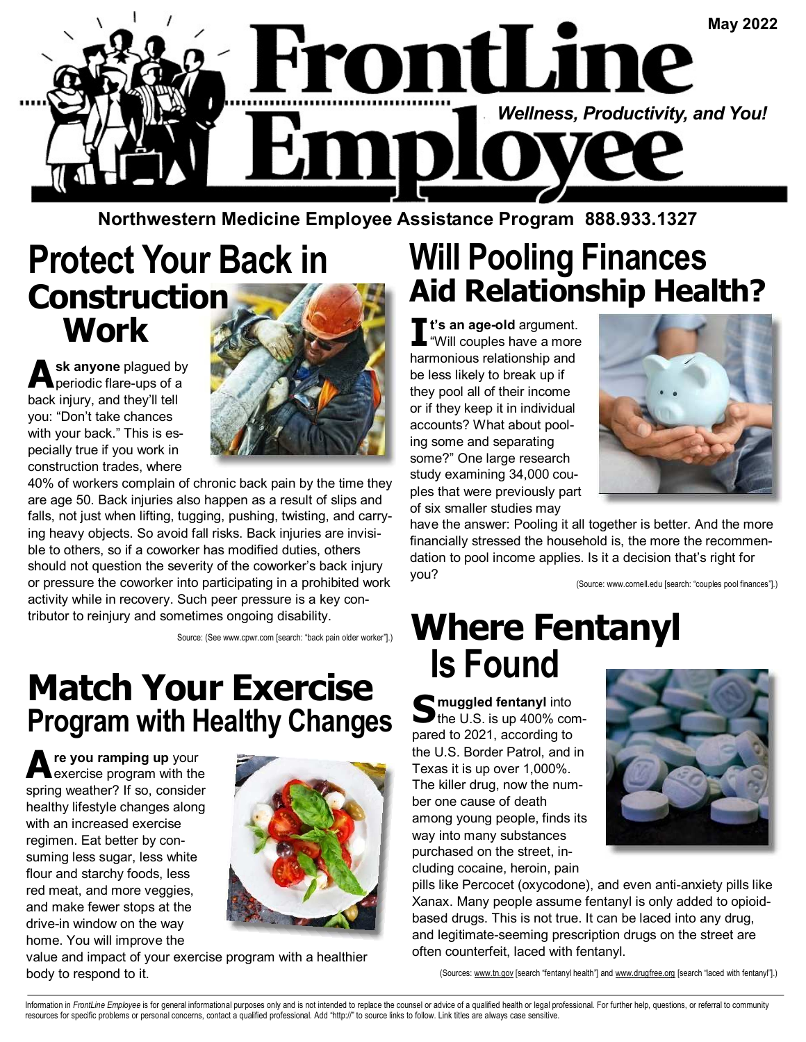# FrontLine Employee

May 2022

*Wellness, Productivity, and You!*

**Northwestern Medicine Employee Assistance Program 888.933.1327**

## Protect Your Back in Construction Work

**Ask anyone** plagued by periodic flare-ups of a back injury, and they'll tell you: "Don't take chances with your back." This is especially true if you work in construction trades, where 40% of workers complain of chronic back pain by the time they are age 50. Back injuries also happen as a result of slips and falls, not just when lifting, tugging, pushing, twisting, and carrying heavy objects. So avoid fall risks. Back injuries are invisible to others, so if a coworker has modified duties, others should not question the severity of the coworker's back injury or pressure the coworker into participating in a prohibited work activity while in recovery. Such peer pressure is a key contributor to reinjury and sometimes ongoing disability.

Source: (See www.cpwr.com [search: "back pain older worker"].)

## Match Your Exercise Program with Healthy Changes

**Are you ramping up** your exercise program with the spring weather? If so, consider healthy lifestyle changes along with an increased exercise regimen. Eat better by consuming less sugar, less white flour and starchy foods, less red meat, and more veggies, and make fewer stops at the drive-in window on the way home. You will improve the value and impact of your exercise program with a healthier body to respond to it.

## Will Pooling Finances Aid Relationship Health?

**It's an age-old** argument. "Will couples have a more harmonious relationship and be less likely to break up if they pool all of their income or if they keep it in individual accounts? What about pooling some and separating some?" One large research study examining 34,000 couples that were previously part of six smaller studies may have the answer: Pooling it all together is better. And the more financially stressed the household is, the more the recommendation to pool income applies. Is it a decision that's right for you?

(Source: www.cornell.edu [search: "couples pool finances"].)

## Where Fentanyl Is Found

**Smuggled fentanyl** into the U.S. is up 400% compared to 2021, according to the U.S. Border Patrol, and in Texas it is up over 1,000%. The killer drug, now the number one cause of death among young people, finds its way into many substances purchased on the street, including cocaine, heroin, pain pills like Percocet (oxycodone), and even anti-anxiety pills like Xanax. Many people assume fentanyl is only added to opioid-based drugs. This is not true. It can be laced into any drug, and legitimate-seeming prescription drugs on the street are often counterfeit, laced with fentanyl.

(Sources: www.tn.gov [search "fentanyl health"] and www.drugfree.org [search "laced with fentanyl"].)

Information in *FrontLine Employee* is for general informational purposes only and is not intended to replace the counsel or advice of a qualified health or legal professional. For further help, questions, or referral to community resources for specific problems or personal concerns, contact a qualified professional. Add "http://" to source links to follow. Link titles are always case sensitive.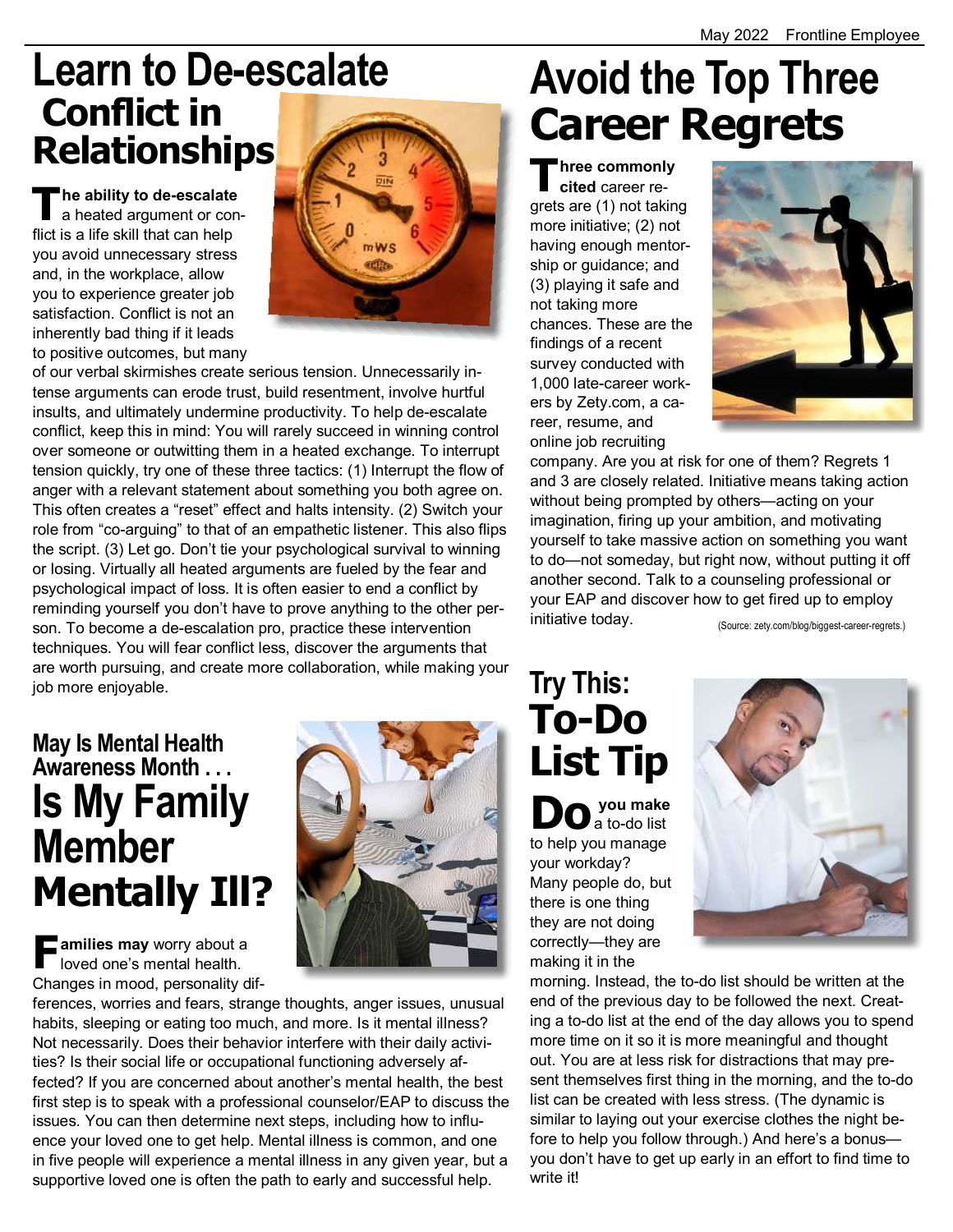# Learn to De-escalate Conflict in Relationships

**The ability to de-escalate** a heated argument or conflict is a life skill that can help you avoid unnecessary stress and, in the workplace, allow you to experience greater job satisfaction. Conflict is not an inherently bad thing if it leads to positive outcomes, but many of our verbal skirmishes create serious tension. Unnecessarily intense arguments can erode trust, build resentment, involve hurtful insults, and ultimately undermine productivity. To help de-escalate conflict, keep this in mind: You will rarely succeed in winning control over someone or outwitting them in a heated exchange. To interrupt tension quickly, try one of these three tactics: (1) Interrupt the flow of anger with a relevant statement about something you both agree on. This often creates a "reset" effect and halts intensity. (2) Switch your role from "co-arguing" to that of an empathetic listener. This also flips the script. (3) Let go. Don't tie your psychological survival to winning or losing. Virtually all heated arguments are fueled by the fear and psychological impact of loss. It is often easier to end a conflict by reminding yourself you don't have to prove anything to the other person. To become a de-escalation pro, practice these intervention techniques. You will fear conflict less, discover the arguments that are worth pursuing, and create more collaboration, while making your job more enjoyable.

## May Is Mental Health Awareness Month . . . Is My Family Member Mentally Ill?

**Families may** worry about a loved one's mental health. Changes in mood, personality differences, worries and fears, strange thoughts, anger issues, unusual habits, sleeping or eating too much, and more. Is it mental illness? Not necessarily. Does their behavior interfere with their daily activities? Is their social life or occupational functioning adversely affected? If you are concerned about another's mental health, the best first step is to speak with a professional counselor/EAP to discuss the issues. You can then determine next steps, including how to influence your loved one to get help. Mental illness is common, and one in five people will experience a mental illness in any given year, but a supportive loved one is often the path to early and successful help.

# Avoid the Top Three Career Regrets

**Three commonly cited** career regrets are (1) not taking more initiative; (2) not having enough mentorship or guidance; and (3) playing it safe and not taking more chances. These are the findings of a recent survey conducted with 1,000 late-career workers by Zety.com, a career, resume, and online job recruiting company. Are you at risk for one of them? Regrets 1 and 3 are closely related. Initiative means taking action without being prompted by others—acting on your imagination, firing up your ambition, and motivating yourself to take massive action on something you want to do—not someday, but right now, without putting it off another second. Talk to a counseling professional or your EAP and discover how to get fired up to employ initiative today.

(Source: zety.com/blog/biggest-career-regrets.)

## Try This: To-Do List Tip

**Do you make** a to-do list to help you manage your workday? Many people do, but there is one thing they are not doing correctly—they are making it in the morning. Instead, the to-do list should be written at the end of the previous day to be followed the next. Creating a to-do list at the end of the day allows you to spend more time on it so it is more meaningful and thought out. You are at less risk for distractions that may present themselves first thing in the morning, and the to-do list can be created with less stress. (The dynamic is similar to laying out your exercise clothes the night before to help you follow through.) And here's a bonus—you don't have to get up early in an effort to find time to write it!